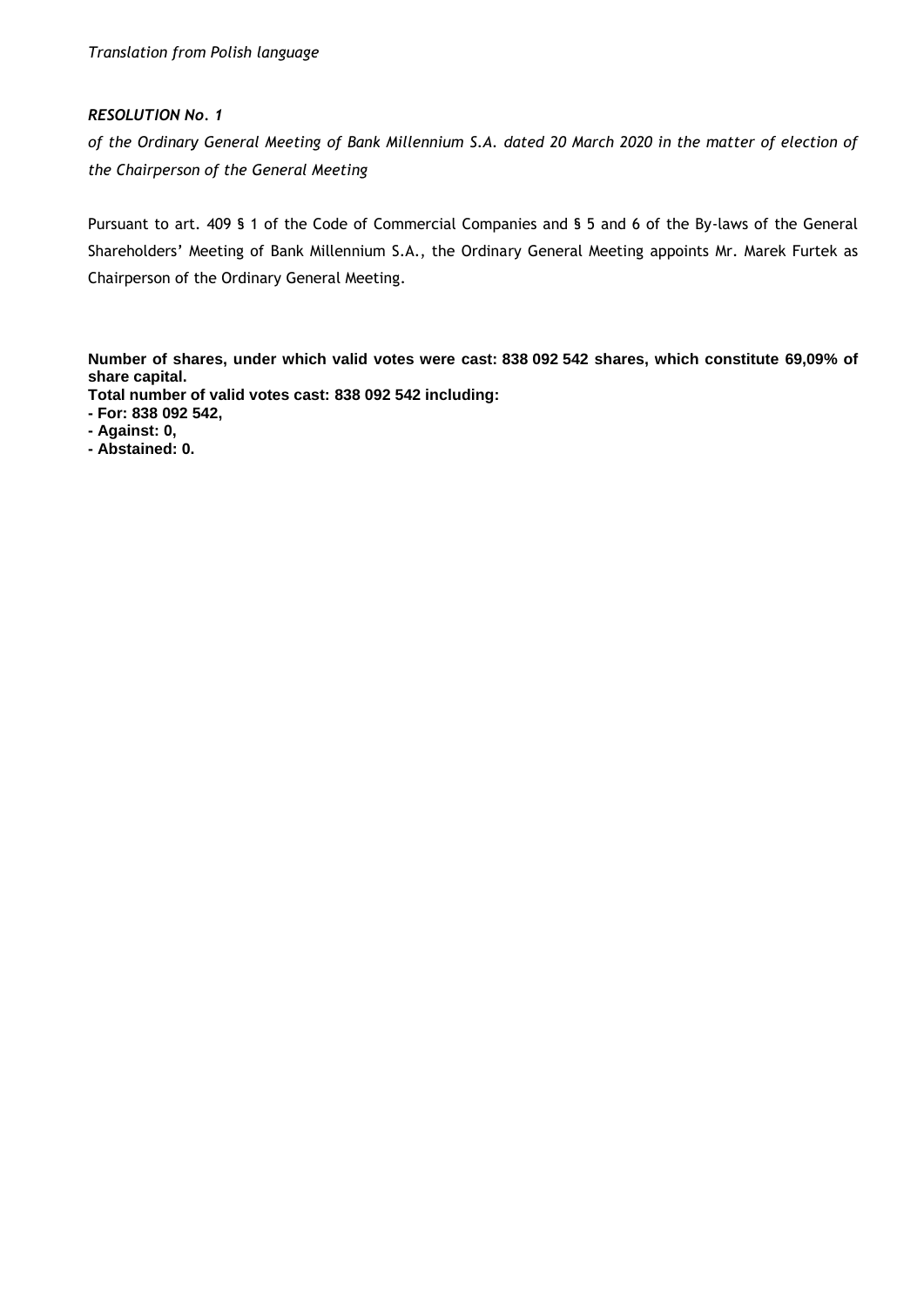*Translation from Polish language*

***RESOLUTION No. 1***

*of the Ordinary General Meeting of Bank Millennium S.A. dated 20 March 2020 in the matter of election of the Chairperson of the General Meeting*

Pursuant to art. 409 § 1 of the Code of Commercial Companies and § 5 and 6 of the By-laws of the General Shareholders' Meeting of Bank Millennium S.A., the Ordinary General Meeting appoints Mr. Marek Furtek as Chairperson of the Ordinary General Meeting.

**Number of shares, under which valid votes were cast: 838 092 542 shares, which constitute 69,09% of share capital.**

**Total number of valid votes cast: 838 092 542 including:**

**- For: 838 092 542,**

**- Against: 0,**

**- Abstained: 0.**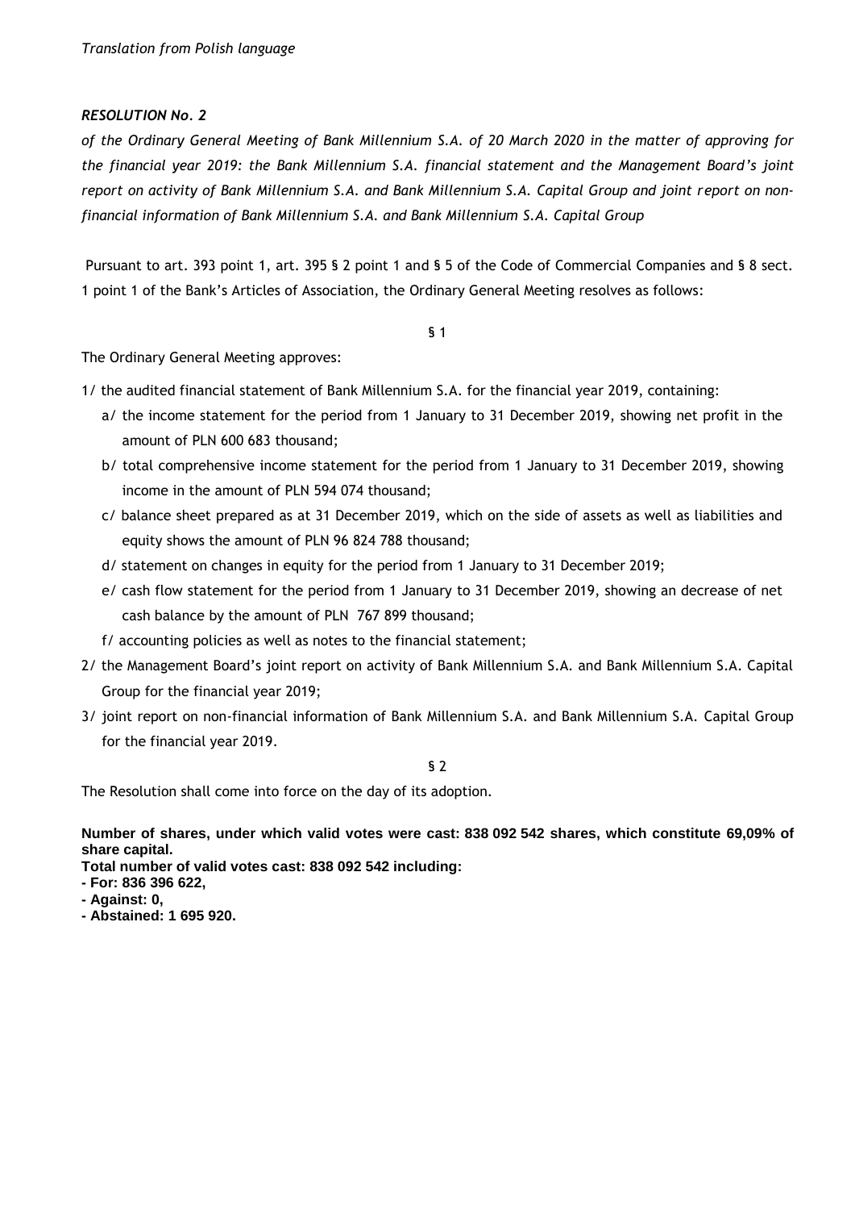*Translation from Polish language*

***RESOLUTION No. 2***

*of the Ordinary General Meeting of Bank Millennium S.A. of 20 March 2020 in the matter of approving for the financial year 2019: the Bank Millennium S.A. financial statement and the Management Board's joint report on activity of Bank Millennium S.A. and Bank Millennium S.A. Capital Group and joint report on non-financial information of Bank Millennium S.A. and Bank Millennium S.A. Capital Group*

Pursuant to art. 393 point 1, art. 395 § 2 point 1 and § 5 of the Code of Commercial Companies and § 8 sect. 1 point 1 of the Bank's Articles of Association, the Ordinary General Meeting resolves as follows:

§ 1

The Ordinary General Meeting approves:

1/ the audited financial statement of Bank Millennium S.A. for the financial year 2019, containing:

- a/ the income statement for the period from 1 January to 31 December 2019, showing net profit in the amount of PLN 600 683 thousand;
- b/ total comprehensive income statement for the period from 1 January to 31 December 2019, showing income in the amount of PLN 594 074 thousand;
- c/ balance sheet prepared as at 31 December 2019, which on the side of assets as well as liabilities and equity shows the amount of PLN 96 824 788 thousand;
- d/ statement on changes in equity for the period from 1 January to 31 December 2019;
- e/ cash flow statement for the period from 1 January to 31 December 2019, showing an decrease of net cash balance by the amount of PLN 767 899 thousand;
- f/ accounting policies as well as notes to the financial statement;

2/ the Management Board's joint report on activity of Bank Millennium S.A. and Bank Millennium S.A. Capital Group for the financial year 2019;

3/ joint report on non-financial information of Bank Millennium S.A. and Bank Millennium S.A. Capital Group for the financial year 2019.

§ 2

The Resolution shall come into force on the day of its adoption.

**Number of shares, under which valid votes were cast: 838 092 542 shares, which constitute 69,09% of share capital.**

**Total number of valid votes cast: 838 092 542 including:**

**- For: 836 396 622,**

**- Against: 0,**

**- Abstained: 1 695 920.**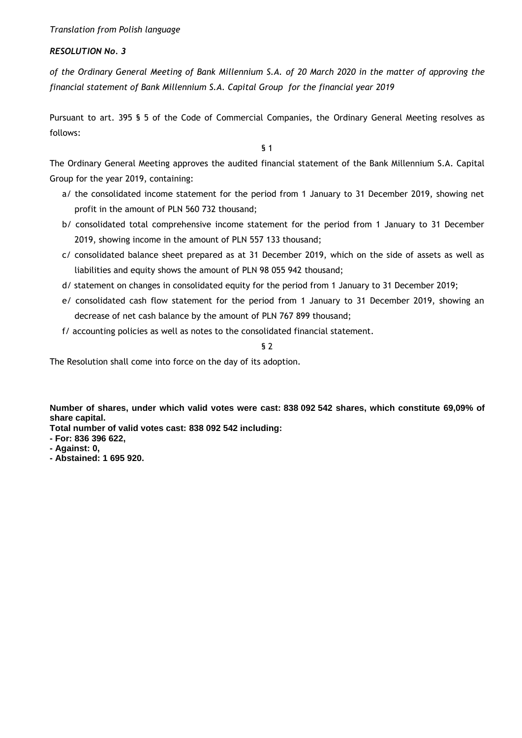*Translation from Polish language*

***RESOLUTION No. 3***

*of the Ordinary General Meeting of Bank Millennium S.A. of 20 March 2020 in the matter of approving the financial statement of Bank Millennium S.A. Capital Group for the financial year 2019*

Pursuant to art. 395 § 5 of the Code of Commercial Companies, the Ordinary General Meeting resolves as follows:

§ 1

The Ordinary General Meeting approves the audited financial statement of the Bank Millennium S.A. Capital Group for the year 2019, containing:

a/ the consolidated income statement for the period from 1 January to 31 December 2019, showing net profit in the amount of PLN 560 732 thousand;

b/ consolidated total comprehensive income statement for the period from 1 January to 31 December 2019, showing income in the amount of PLN 557 133 thousand;

c/ consolidated balance sheet prepared as at 31 December 2019, which on the side of assets as well as liabilities and equity shows the amount of PLN 98 055 942 thousand;

d/ statement on changes in consolidated equity for the period from 1 January to 31 December 2019;

e/ consolidated cash flow statement for the period from 1 January to 31 December 2019, showing an decrease of net cash balance by the amount of PLN 767 899 thousand;

f/ accounting policies as well as notes to the consolidated financial statement.

§ 2

The Resolution shall come into force on the day of its adoption.

**Number of shares, under which valid votes were cast: 838 092 542 shares, which constitute 69,09% of share capital.**

**Total number of valid votes cast: 838 092 542 including:**

**- For: 836 396 622,**

**- Against: 0,**

**- Abstained: 1 695 920.**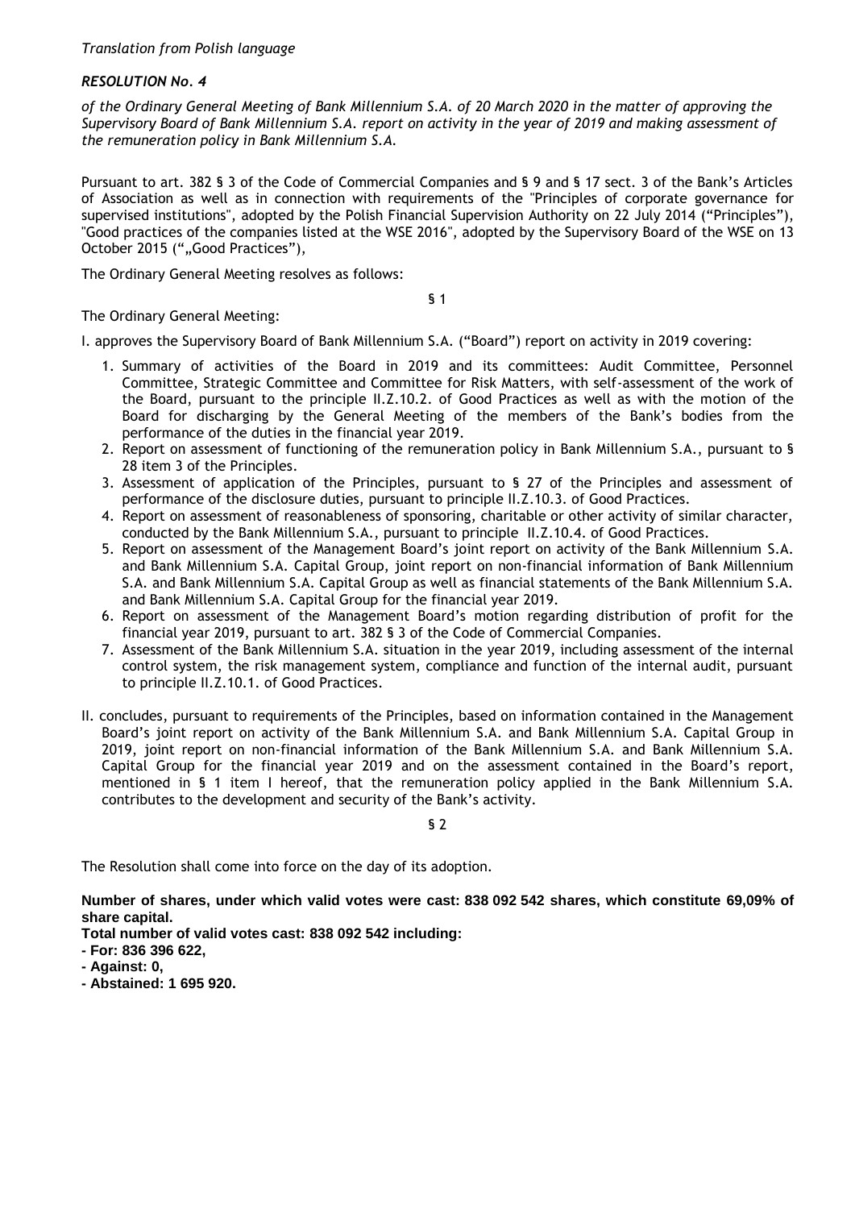*Translation from Polish language*

***RESOLUTION No. 4***

*of the Ordinary General Meeting of Bank Millennium S.A. of 20 March 2020 in the matter of approving the Supervisory Board of Bank Millennium S.A. report on activity in the year of 2019 and making assessment of the remuneration policy in Bank Millennium S.A.*

Pursuant to art. 382 § 3 of the Code of Commercial Companies and § 9 and § 17 sect. 3 of the Bank's Articles of Association as well as in connection with requirements of the "Principles of corporate governance for supervised institutions", adopted by the Polish Financial Supervision Authority on 22 July 2014 ("Principles"), "Good practices of the companies listed at the WSE 2016", adopted by the Supervisory Board of the WSE on 13 October 2015 („Good Practices"),

The Ordinary General Meeting resolves as follows:

§ 1

The Ordinary General Meeting:

I. approves the Supervisory Board of Bank Millennium S.A. ("Board") report on activity in 2019 covering:

1. Summary of activities of the Board in 2019 and its committees: Audit Committee, Personnel Committee, Strategic Committee and Committee for Risk Matters, with self-assessment of the work of the Board, pursuant to the principle II.Z.10.2. of Good Practices as well as with the motion of the Board for discharging by the General Meeting of the members of the Bank's bodies from the performance of the duties in the financial year 2019.
2. Report on assessment of functioning of the remuneration policy in Bank Millennium S.A., pursuant to § 28 item 3 of the Principles.
3. Assessment of application of the Principles, pursuant to § 27 of the Principles and assessment of performance of the disclosure duties, pursuant to principle II.Z.10.3. of Good Practices.
4. Report on assessment of reasonableness of sponsoring, charitable or other activity of similar character, conducted by the Bank Millennium S.A., pursuant to principle II.Z.10.4. of Good Practices.
5. Report on assessment of the Management Board's joint report on activity of the Bank Millennium S.A. and Bank Millennium S.A. Capital Group, joint report on non-financial information of Bank Millennium S.A. and Bank Millennium S.A. Capital Group as well as financial statements of the Bank Millennium S.A. and Bank Millennium S.A. Capital Group for the financial year 2019.
6. Report on assessment of the Management Board's motion regarding distribution of profit for the financial year 2019, pursuant to art. 382 § 3 of the Code of Commercial Companies.
7. Assessment of the Bank Millennium S.A. situation in the year 2019, including assessment of the internal control system, the risk management system, compliance and function of the internal audit, pursuant to principle II.Z.10.1. of Good Practices.

II. concludes, pursuant to requirements of the Principles, based on information contained in the Management Board's joint report on activity of the Bank Millennium S.A. and Bank Millennium S.A. Capital Group in 2019, joint report on non-financial information of the Bank Millennium S.A. and Bank Millennium S.A. Capital Group for the financial year 2019 and on the assessment contained in the Board's report, mentioned in § 1 item I hereof, that the remuneration policy applied in the Bank Millennium S.A. contributes to the development and security of the Bank's activity.

§ 2

The Resolution shall come into force on the day of its adoption.

**Number of shares, under which valid votes were cast: 838 092 542 shares, which constitute 69,09% of share capital.**

**Total number of valid votes cast: 838 092 542 including:**

**- For: 836 396 622,**

**- Against: 0,**

**- Abstained: 1 695 920.**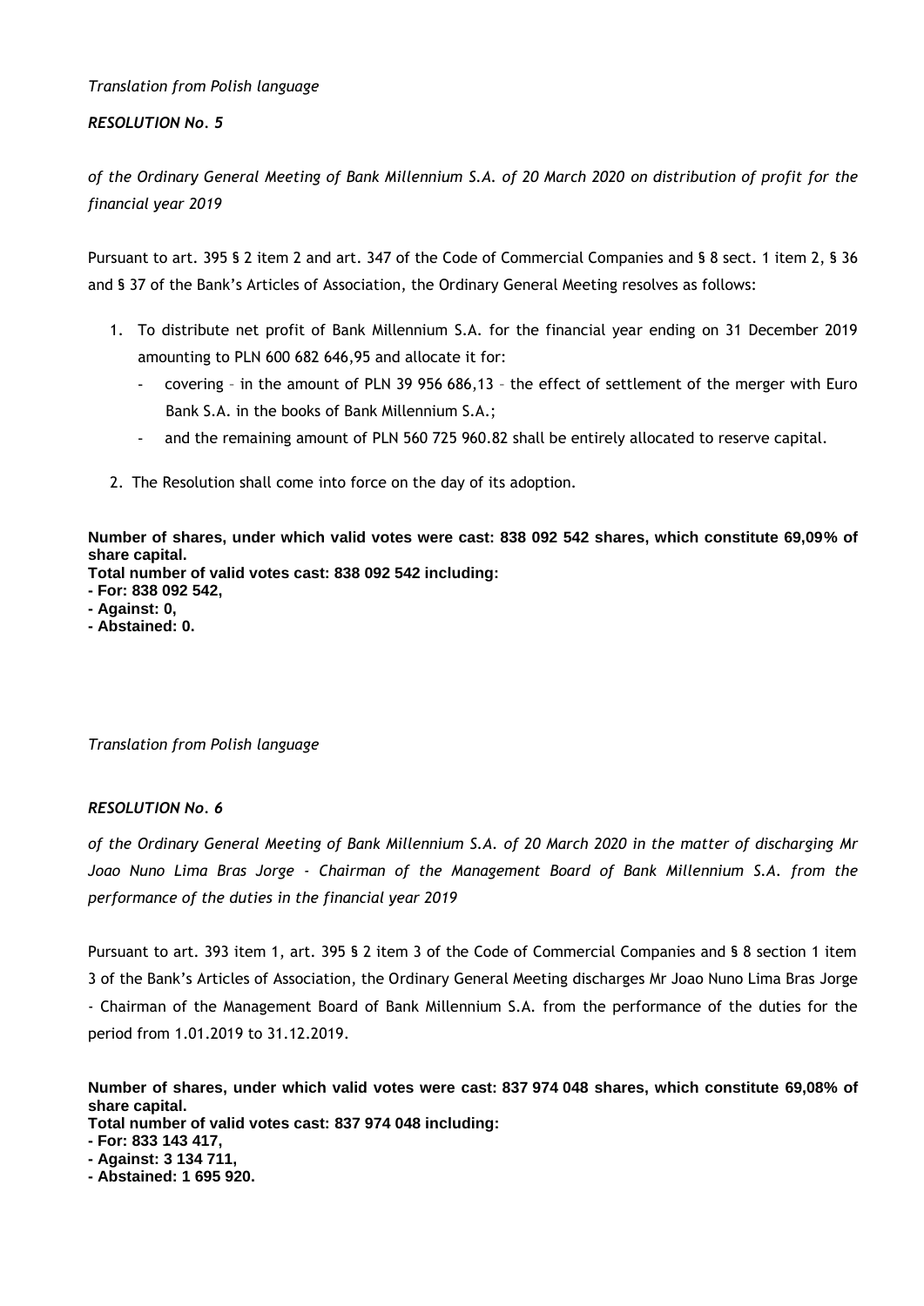*Translation from Polish language*

***RESOLUTION No. 5***

*of the Ordinary General Meeting of Bank Millennium S.A. of 20 March 2020 on distribution of profit for the financial year 2019*

Pursuant to art. 395 § 2 item 2 and art. 347 of the Code of Commercial Companies and § 8 sect. 1 item 2, § 36 and § 37 of the Bank's Articles of Association, the Ordinary General Meeting resolves as follows:

1. To distribute net profit of Bank Millennium S.A. for the financial year ending on 31 December 2019 amounting to PLN 600 682 646,95 and allocate it for:
   - covering – in the amount of PLN 39 956 686,13 – the effect of settlement of the merger with Euro Bank S.A. in the books of Bank Millennium S.A.;
   - and the remaining amount of PLN 560 725 960.82 shall be entirely allocated to reserve capital.
2. The Resolution shall come into force on the day of its adoption.

**Number of shares, under which valid votes were cast: 838 092 542 shares, which constitute 69,09% of share capital.**
**Total number of valid votes cast: 838 092 542 including:**
**- For: 838 092 542,**
**- Against: 0,**
**- Abstained: 0.**

*Translation from Polish language*

***RESOLUTION No. 6***

*of the Ordinary General Meeting of Bank Millennium S.A. of 20 March 2020 in the matter of discharging Mr Joao Nuno Lima Bras Jorge - Chairman of the Management Board of Bank Millennium S.A. from the performance of the duties in the financial year 2019*

Pursuant to art. 393 item 1, art. 395 § 2 item 3 of the Code of Commercial Companies and § 8 section 1 item 3 of the Bank's Articles of Association, the Ordinary General Meeting discharges Mr Joao Nuno Lima Bras Jorge - Chairman of the Management Board of Bank Millennium S.A. from the performance of the duties for the period from 1.01.2019 to 31.12.2019.

**Number of shares, under which valid votes were cast: 837 974 048 shares, which constitute 69,08% of share capital.**
**Total number of valid votes cast: 837 974 048 including:**
**- For: 833 143 417,**
**- Against: 3 134 711,**
**- Abstained: 1 695 920.**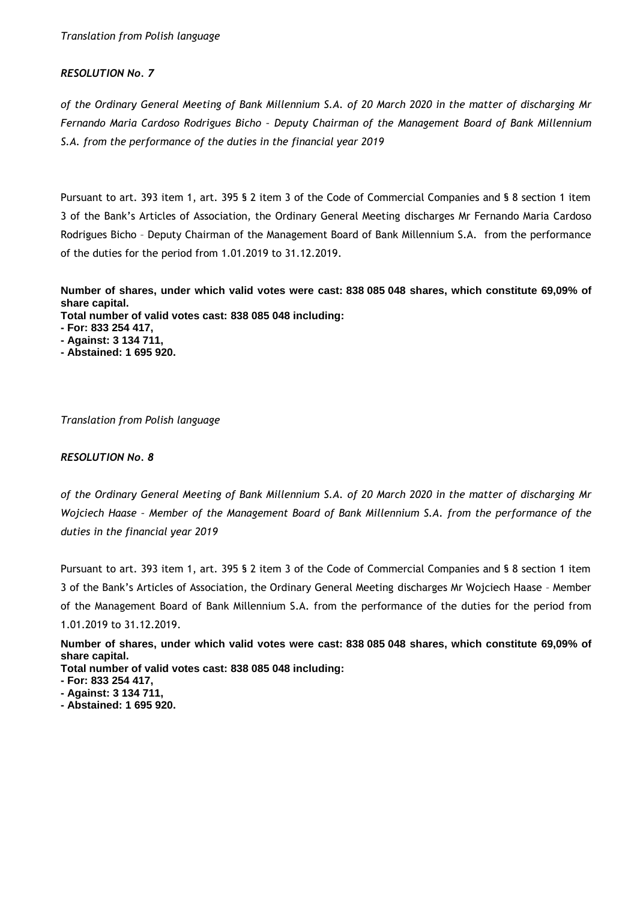*Translation from Polish language*

***RESOLUTION No. 7***

*of the Ordinary General Meeting of Bank Millennium S.A. of 20 March 2020 in the matter of discharging Mr Fernando Maria Cardoso Rodrigues Bicho – Deputy Chairman of the Management Board of Bank Millennium S.A. from the performance of the duties in the financial year 2019*

Pursuant to art. 393 item 1, art. 395 § 2 item 3 of the Code of Commercial Companies and § 8 section 1 item 3 of the Bank's Articles of Association, the Ordinary General Meeting discharges Mr Fernando Maria Cardoso Rodrigues Bicho – Deputy Chairman of the Management Board of Bank Millennium S.A. from the performance of the duties for the period from 1.01.2019 to 31.12.2019.

**Number of shares, under which valid votes were cast: 838 085 048 shares, which constitute 69,09% of share capital.**
**Total number of valid votes cast: 838 085 048 including:**
**- For: 833 254 417,**
**- Against: 3 134 711,**
**- Abstained: 1 695 920.**

*Translation from Polish language*

***RESOLUTION No. 8***

*of the Ordinary General Meeting of Bank Millennium S.A. of 20 March 2020 in the matter of discharging Mr Wojciech Haase – Member of the Management Board of Bank Millennium S.A. from the performance of the duties in the financial year 2019*

Pursuant to art. 393 item 1, art. 395 § 2 item 3 of the Code of Commercial Companies and § 8 section 1 item 3 of the Bank's Articles of Association, the Ordinary General Meeting discharges Mr Wojciech Haase – Member of the Management Board of Bank Millennium S.A. from the performance of the duties for the period from 1.01.2019 to 31.12.2019.

**Number of shares, under which valid votes were cast: 838 085 048 shares, which constitute 69,09% of share capital.**
**Total number of valid votes cast: 838 085 048 including:**
**- For: 833 254 417,**
**- Against: 3 134 711,**
**- Abstained: 1 695 920.**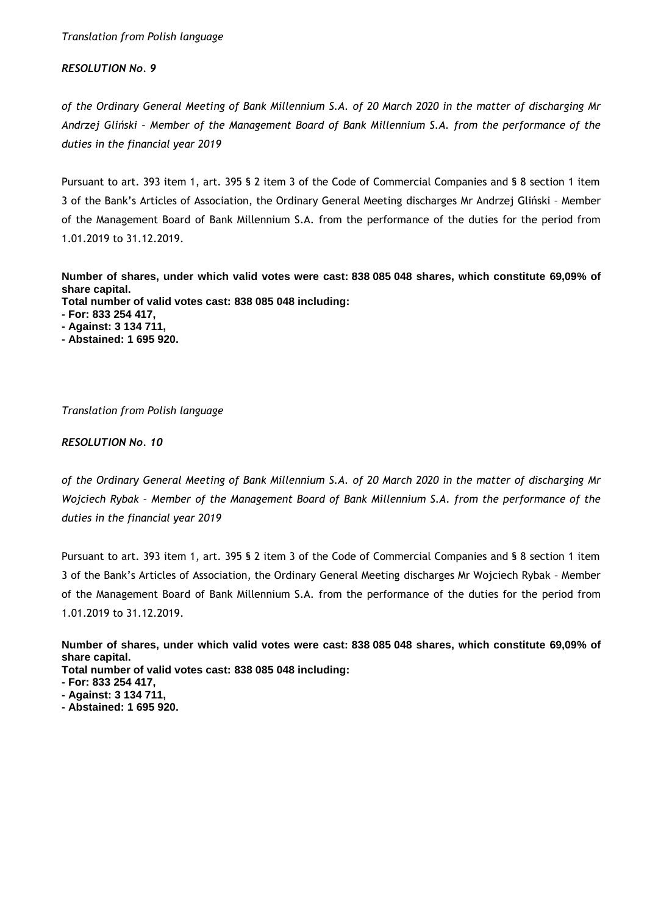*Translation from Polish language*

***RESOLUTION No. 9***

*of the Ordinary General Meeting of Bank Millennium S.A. of 20 March 2020 in the matter of discharging Mr Andrzej Gliński – Member of the Management Board of Bank Millennium S.A. from the performance of the duties in the financial year 2019*

Pursuant to art. 393 item 1, art. 395 § 2 item 3 of the Code of Commercial Companies and § 8 section 1 item 3 of the Bank's Articles of Association, the Ordinary General Meeting discharges Mr Andrzej Gliński – Member of the Management Board of Bank Millennium S.A. from the performance of the duties for the period from 1.01.2019 to 31.12.2019.

**Number of shares, under which valid votes were cast: 838 085 048 shares, which constitute 69,09% of share capital.**
**Total number of valid votes cast: 838 085 048 including:**
**- For: 833 254 417,**
**- Against: 3 134 711,**
**- Abstained: 1 695 920.**

*Translation from Polish language*

***RESOLUTION No. 10***

*of the Ordinary General Meeting of Bank Millennium S.A. of 20 March 2020 in the matter of discharging Mr Wojciech Rybak – Member of the Management Board of Bank Millennium S.A. from the performance of the duties in the financial year 2019*

Pursuant to art. 393 item 1, art. 395 § 2 item 3 of the Code of Commercial Companies and § 8 section 1 item 3 of the Bank's Articles of Association, the Ordinary General Meeting discharges Mr Wojciech Rybak – Member of the Management Board of Bank Millennium S.A. from the performance of the duties for the period from 1.01.2019 to 31.12.2019.

**Number of shares, under which valid votes were cast: 838 085 048 shares, which constitute 69,09% of share capital.**
**Total number of valid votes cast: 838 085 048 including:**
**- For: 833 254 417,**
**- Against: 3 134 711,**
**- Abstained: 1 695 920.**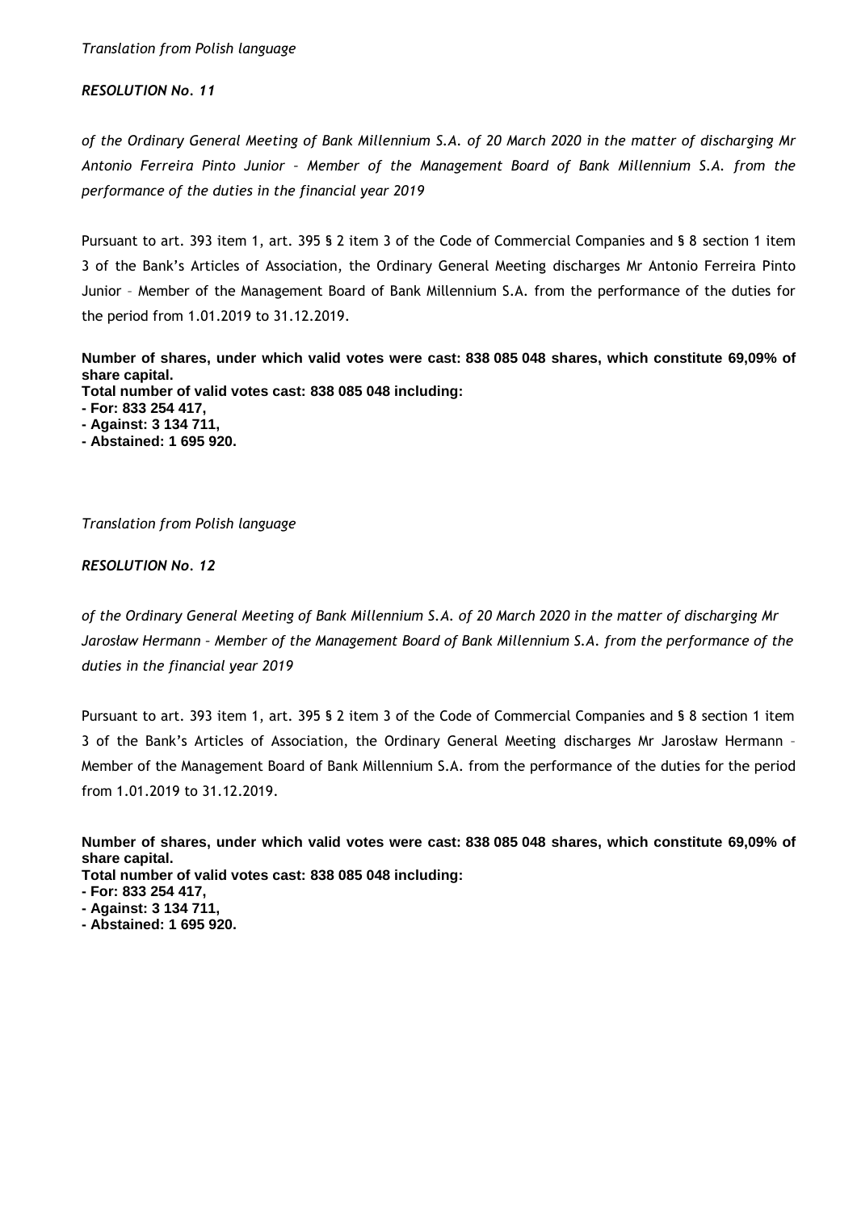*Translation from Polish language*

***RESOLUTION No. 11***

*of the Ordinary General Meeting of Bank Millennium S.A. of 20 March 2020 in the matter of discharging Mr Antonio Ferreira Pinto Junior – Member of the Management Board of Bank Millennium S.A. from the performance of the duties in the financial year 2019*

Pursuant to art. 393 item 1, art. 395 § 2 item 3 of the Code of Commercial Companies and § 8 section 1 item 3 of the Bank's Articles of Association, the Ordinary General Meeting discharges Mr Antonio Ferreira Pinto Junior – Member of the Management Board of Bank Millennium S.A. from the performance of the duties for the period from 1.01.2019 to 31.12.2019.

**Number of shares, under which valid votes were cast: 838 085 048 shares, which constitute 69,09% of share capital.**
**Total number of valid votes cast: 838 085 048 including:**
**- For: 833 254 417,**
**- Against: 3 134 711,**
**- Abstained: 1 695 920.**

*Translation from Polish language*

***RESOLUTION No. 12***

*of the Ordinary General Meeting of Bank Millennium S.A. of 20 March 2020 in the matter of discharging Mr Jarosław Hermann – Member of the Management Board of Bank Millennium S.A. from the performance of the duties in the financial year 2019*

Pursuant to art. 393 item 1, art. 395 § 2 item 3 of the Code of Commercial Companies and § 8 section 1 item 3 of the Bank's Articles of Association, the Ordinary General Meeting discharges Mr Jarosław Hermann – Member of the Management Board of Bank Millennium S.A. from the performance of the duties for the period from 1.01.2019 to 31.12.2019.

**Number of shares, under which valid votes were cast: 838 085 048 shares, which constitute 69,09% of share capital.**
**Total number of valid votes cast: 838 085 048 including:**
**- For: 833 254 417,**
**- Against: 3 134 711,**
**- Abstained: 1 695 920.**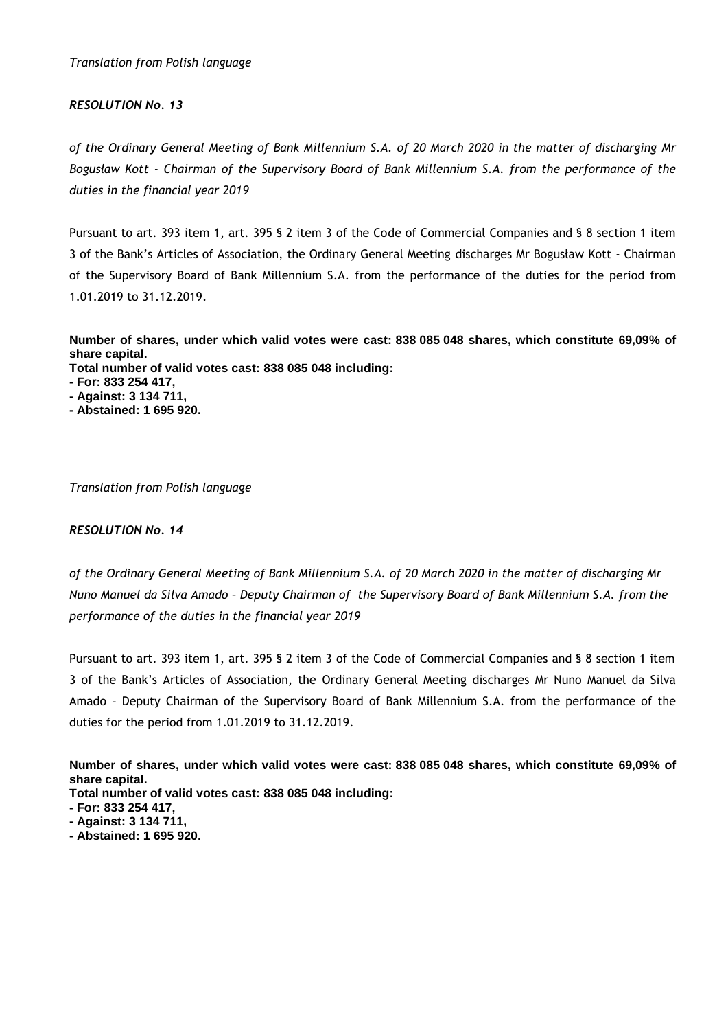*Translation from Polish language*

***RESOLUTION No. 13***

*of the Ordinary General Meeting of Bank Millennium S.A. of 20 March 2020 in the matter of discharging Mr Bogusław Kott - Chairman of the Supervisory Board of Bank Millennium S.A. from the performance of the duties in the financial year 2019*

Pursuant to art. 393 item 1, art. 395 § 2 item 3 of the Code of Commercial Companies and § 8 section 1 item 3 of the Bank's Articles of Association, the Ordinary General Meeting discharges Mr Bogusław Kott - Chairman of the Supervisory Board of Bank Millennium S.A. from the performance of the duties for the period from 1.01.2019 to 31.12.2019.

**Number of shares, under which valid votes were cast: 838 085 048 shares, which constitute 69,09% of share capital.**
**Total number of valid votes cast: 838 085 048 including:**
**- For: 833 254 417,**
**- Against: 3 134 711,**
**- Abstained: 1 695 920.**

*Translation from Polish language*

***RESOLUTION No. 14***

*of the Ordinary General Meeting of Bank Millennium S.A. of 20 March 2020 in the matter of discharging Mr Nuno Manuel da Silva Amado – Deputy Chairman of the Supervisory Board of Bank Millennium S.A. from the performance of the duties in the financial year 2019*

Pursuant to art. 393 item 1, art. 395 § 2 item 3 of the Code of Commercial Companies and § 8 section 1 item 3 of the Bank's Articles of Association, the Ordinary General Meeting discharges Mr Nuno Manuel da Silva Amado – Deputy Chairman of the Supervisory Board of Bank Millennium S.A. from the performance of the duties for the period from 1.01.2019 to 31.12.2019.

**Number of shares, under which valid votes were cast: 838 085 048 shares, which constitute 69,09% of share capital.**
**Total number of valid votes cast: 838 085 048 including:**
**- For: 833 254 417,**
**- Against: 3 134 711,**
**- Abstained: 1 695 920.**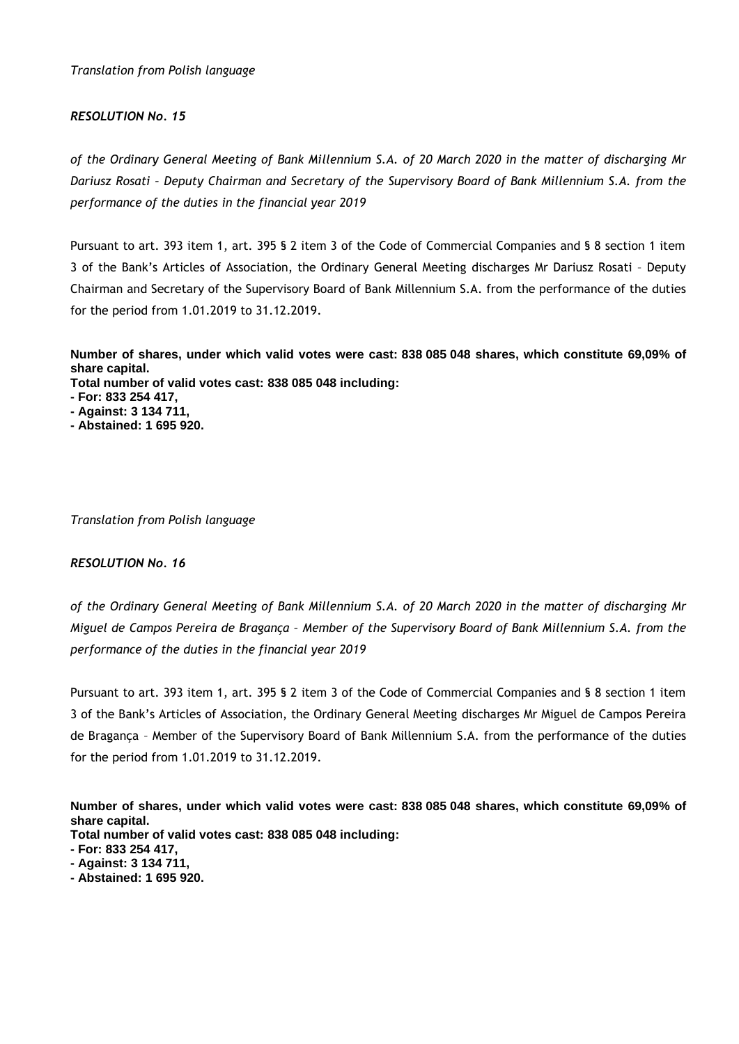*Translation from Polish language*

***RESOLUTION No. 15***

*of the Ordinary General Meeting of Bank Millennium S.A. of 20 March 2020 in the matter of discharging Mr Dariusz Rosati – Deputy Chairman and Secretary of the Supervisory Board of Bank Millennium S.A. from the performance of the duties in the financial year 2019*

Pursuant to art. 393 item 1, art. 395 § 2 item 3 of the Code of Commercial Companies and § 8 section 1 item 3 of the Bank's Articles of Association, the Ordinary General Meeting discharges Mr Dariusz Rosati – Deputy Chairman and Secretary of the Supervisory Board of Bank Millennium S.A. from the performance of the duties for the period from 1.01.2019 to 31.12.2019.

**Number of shares, under which valid votes were cast: 838 085 048 shares, which constitute 69,09% of share capital.**
**Total number of valid votes cast: 838 085 048 including:**
**- For: 833 254 417,**
**- Against: 3 134 711,**
**- Abstained: 1 695 920.**

*Translation from Polish language*

***RESOLUTION No. 16***

*of the Ordinary General Meeting of Bank Millennium S.A. of 20 March 2020 in the matter of discharging Mr Miguel de Campos Pereira de Bragança – Member of the Supervisory Board of Bank Millennium S.A. from the performance of the duties in the financial year 2019*

Pursuant to art. 393 item 1, art. 395 § 2 item 3 of the Code of Commercial Companies and § 8 section 1 item 3 of the Bank's Articles of Association, the Ordinary General Meeting discharges Mr Miguel de Campos Pereira de Bragança – Member of the Supervisory Board of Bank Millennium S.A. from the performance of the duties for the period from 1.01.2019 to 31.12.2019.

**Number of shares, under which valid votes were cast: 838 085 048 shares, which constitute 69,09% of share capital.**
**Total number of valid votes cast: 838 085 048 including:**
**- For: 833 254 417,**
**- Against: 3 134 711,**
**- Abstained: 1 695 920.**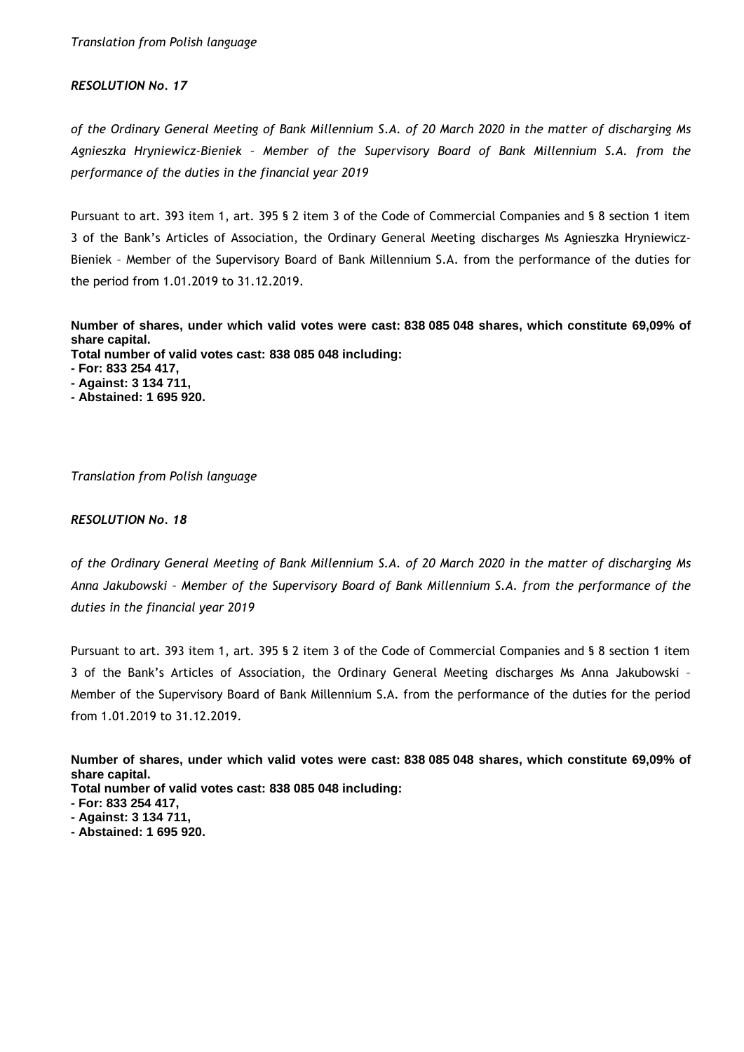*Translation from Polish language*

***RESOLUTION No. 17***

*of the Ordinary General Meeting of Bank Millennium S.A. of 20 March 2020 in the matter of discharging Ms Agnieszka Hryniewicz-Bieniek – Member of the Supervisory Board of Bank Millennium S.A. from the performance of the duties in the financial year 2019*

Pursuant to art. 393 item 1, art. 395 § 2 item 3 of the Code of Commercial Companies and § 8 section 1 item 3 of the Bank's Articles of Association, the Ordinary General Meeting discharges Ms Agnieszka Hryniewicz-Bieniek – Member of the Supervisory Board of Bank Millennium S.A. from the performance of the duties for the period from 1.01.2019 to 31.12.2019.

**Number of shares, under which valid votes were cast: 838 085 048 shares, which constitute 69,09% of share capital.**
**Total number of valid votes cast: 838 085 048 including:**
**- For: 833 254 417,**
**- Against: 3 134 711,**
**- Abstained: 1 695 920.**

*Translation from Polish language*

***RESOLUTION No. 18***

*of the Ordinary General Meeting of Bank Millennium S.A. of 20 March 2020 in the matter of discharging Ms Anna Jakubowski – Member of the Supervisory Board of Bank Millennium S.A. from the performance of the duties in the financial year 2019*

Pursuant to art. 393 item 1, art. 395 § 2 item 3 of the Code of Commercial Companies and § 8 section 1 item 3 of the Bank's Articles of Association, the Ordinary General Meeting discharges Ms Anna Jakubowski – Member of the Supervisory Board of Bank Millennium S.A. from the performance of the duties for the period from 1.01.2019 to 31.12.2019.

**Number of shares, under which valid votes were cast: 838 085 048 shares, which constitute 69,09% of share capital.**
**Total number of valid votes cast: 838 085 048 including:**
**- For: 833 254 417,**
**- Against: 3 134 711,**
**- Abstained: 1 695 920.**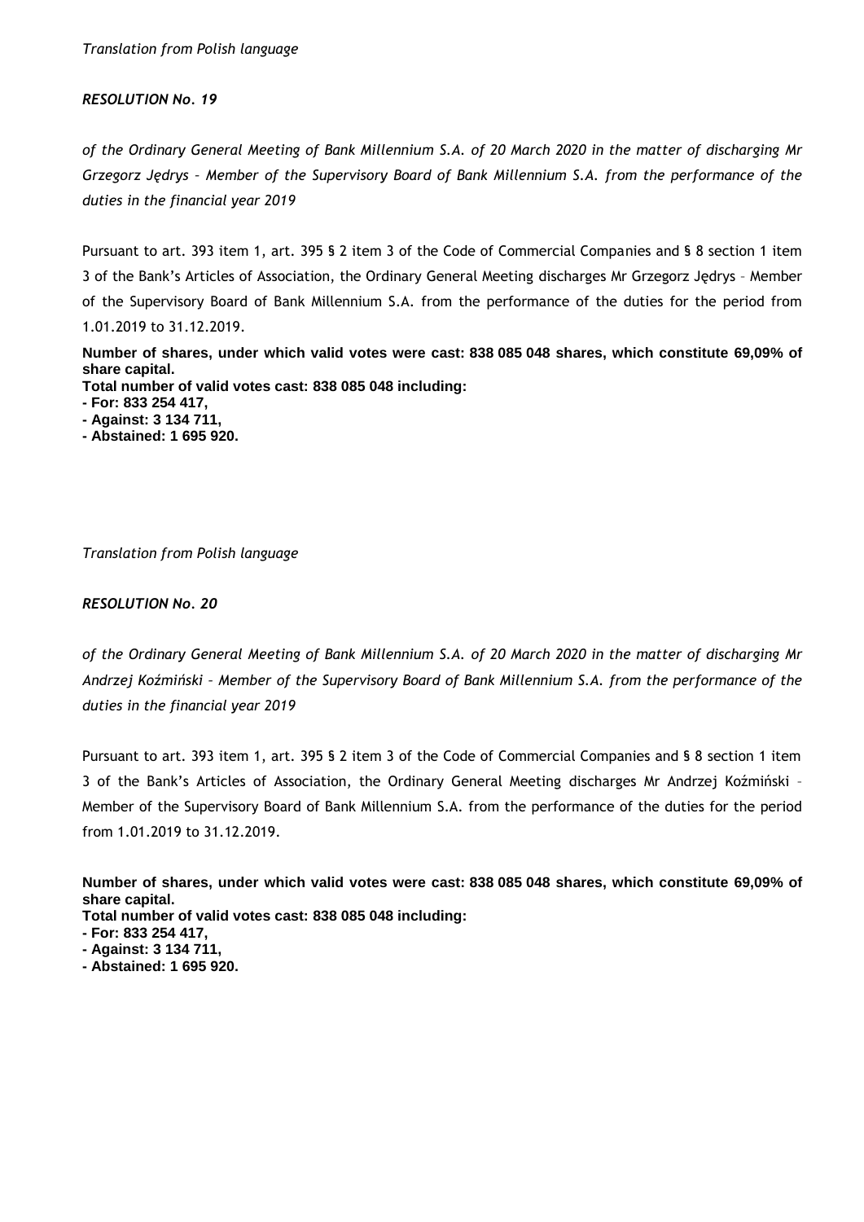*Translation from Polish language*

***RESOLUTION No. 19***

*of the Ordinary General Meeting of Bank Millennium S.A. of 20 March 2020 in the matter of discharging Mr Grzegorz Jędrys – Member of the Supervisory Board of Bank Millennium S.A. from the performance of the duties in the financial year 2019*

Pursuant to art. 393 item 1, art. 395 § 2 item 3 of the Code of Commercial Companies and § 8 section 1 item 3 of the Bank's Articles of Association, the Ordinary General Meeting discharges Mr Grzegorz Jędrys – Member of the Supervisory Board of Bank Millennium S.A. from the performance of the duties for the period from 1.01.2019 to 31.12.2019.

**Number of shares, under which valid votes were cast: 838 085 048 shares, which constitute 69,09% of share capital.**
**Total number of valid votes cast: 838 085 048 including:**
**- For: 833 254 417,**
**- Against: 3 134 711,**
**- Abstained: 1 695 920.**

*Translation from Polish language*

***RESOLUTION No. 20***

*of the Ordinary General Meeting of Bank Millennium S.A. of 20 March 2020 in the matter of discharging Mr Andrzej Koźmiński – Member of the Supervisory Board of Bank Millennium S.A. from the performance of the duties in the financial year 2019*

Pursuant to art. 393 item 1, art. 395 § 2 item 3 of the Code of Commercial Companies and § 8 section 1 item 3 of the Bank's Articles of Association, the Ordinary General Meeting discharges Mr Andrzej Koźmiński – Member of the Supervisory Board of Bank Millennium S.A. from the performance of the duties for the period from 1.01.2019 to 31.12.2019.

**Number of shares, under which valid votes were cast: 838 085 048 shares, which constitute 69,09% of share capital.**
**Total number of valid votes cast: 838 085 048 including:**
**- For: 833 254 417,**
**- Against: 3 134 711,**
**- Abstained: 1 695 920.**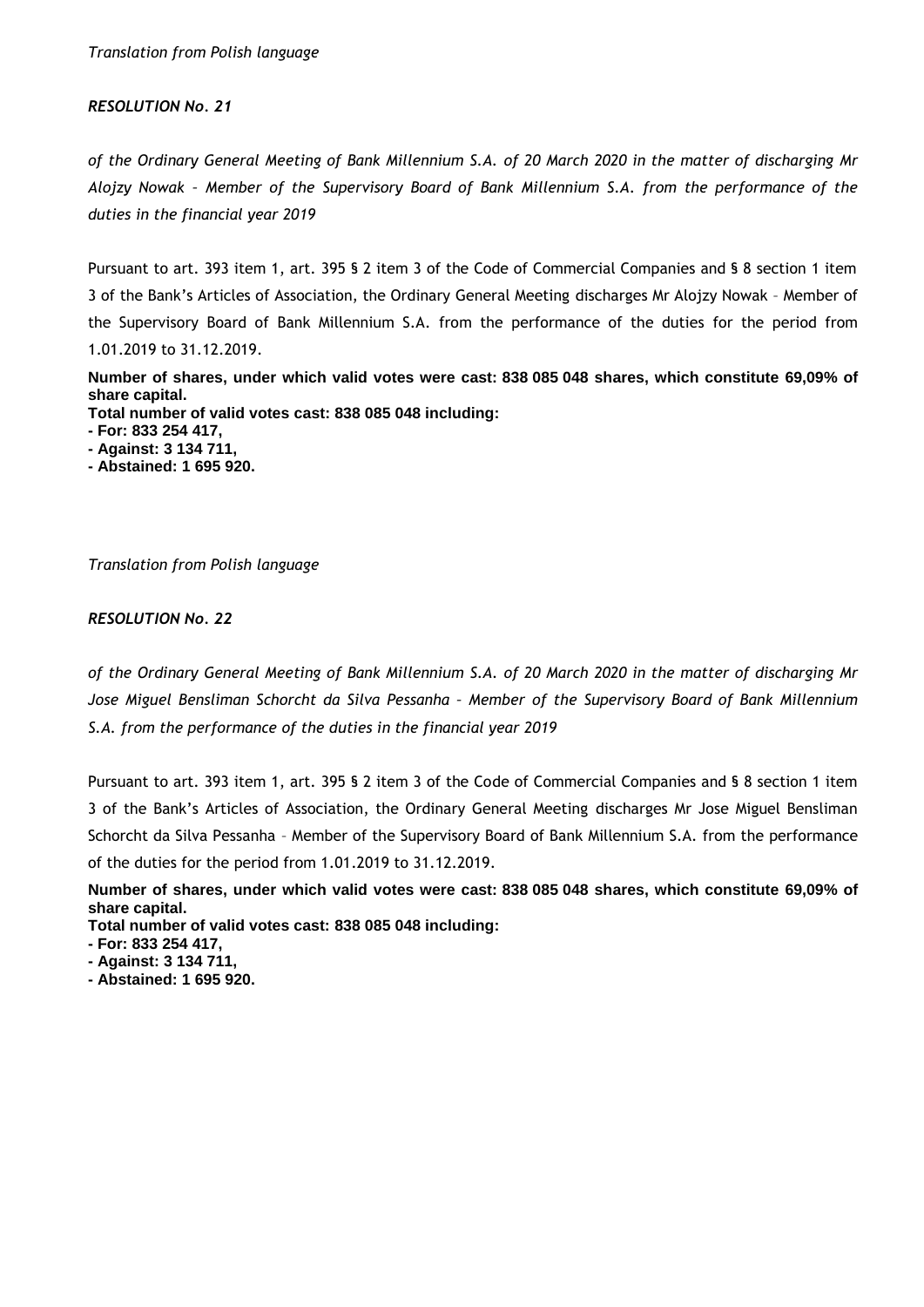*Translation from Polish language*

***RESOLUTION No. 21***

*of the Ordinary General Meeting of Bank Millennium S.A. of 20 March 2020 in the matter of discharging Mr Alojzy Nowak – Member of the Supervisory Board of Bank Millennium S.A. from the performance of the duties in the financial year 2019*

Pursuant to art. 393 item 1, art. 395 § 2 item 3 of the Code of Commercial Companies and § 8 section 1 item 3 of the Bank's Articles of Association, the Ordinary General Meeting discharges Mr Alojzy Nowak – Member of the Supervisory Board of Bank Millennium S.A. from the performance of the duties for the period from 1.01.2019 to 31.12.2019.

**Number of shares, under which valid votes were cast: 838 085 048 shares, which constitute 69,09% of share capital.**
**Total number of valid votes cast: 838 085 048 including:**
**- For: 833 254 417,**
**- Against: 3 134 711,**
**- Abstained: 1 695 920.**

*Translation from Polish language*

***RESOLUTION No. 22***

*of the Ordinary General Meeting of Bank Millennium S.A. of 20 March 2020 in the matter of discharging Mr Jose Miguel Bensliman Schorcht da Silva Pessanha – Member of the Supervisory Board of Bank Millennium S.A. from the performance of the duties in the financial year 2019*

Pursuant to art. 393 item 1, art. 395 § 2 item 3 of the Code of Commercial Companies and § 8 section 1 item 3 of the Bank's Articles of Association, the Ordinary General Meeting discharges Mr Jose Miguel Bensliman Schorcht da Silva Pessanha – Member of the Supervisory Board of Bank Millennium S.A. from the performance of the duties for the period from 1.01.2019 to 31.12.2019.

**Number of shares, under which valid votes were cast: 838 085 048 shares, which constitute 69,09% of share capital.**
**Total number of valid votes cast: 838 085 048 including:**
**- For: 833 254 417,**
**- Against: 3 134 711,**
**- Abstained: 1 695 920.**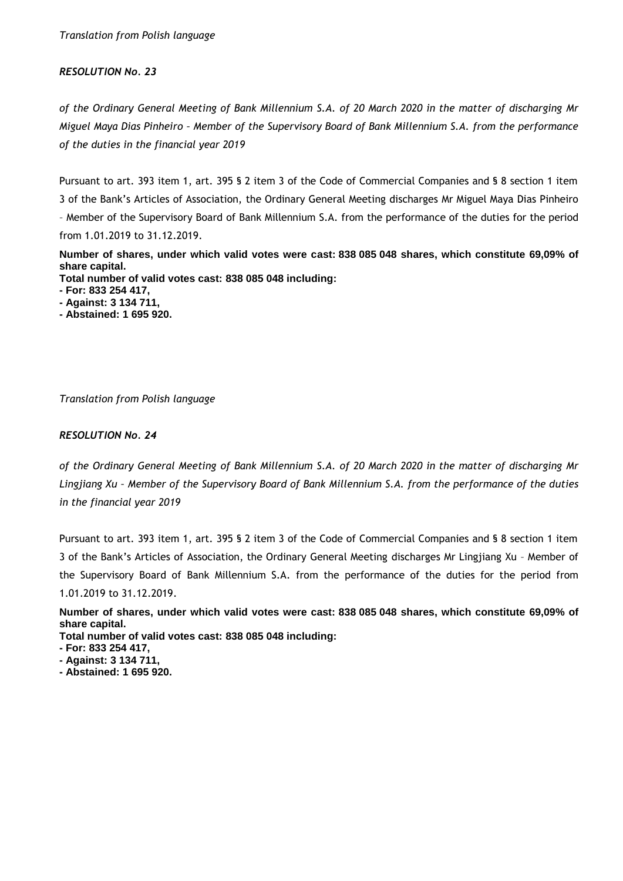*Translation from Polish language*

***RESOLUTION No. 23***

*of the Ordinary General Meeting of Bank Millennium S.A. of 20 March 2020 in the matter of discharging Mr Miguel Maya Dias Pinheiro – Member of the Supervisory Board of Bank Millennium S.A. from the performance of the duties in the financial year 2019*

Pursuant to art. 393 item 1, art. 395 § 2 item 3 of the Code of Commercial Companies and § 8 section 1 item 3 of the Bank's Articles of Association, the Ordinary General Meeting discharges Mr Miguel Maya Dias Pinheiro – Member of the Supervisory Board of Bank Millennium S.A. from the performance of the duties for the period from 1.01.2019 to 31.12.2019.

**Number of shares, under which valid votes were cast: 838 085 048 shares, which constitute 69,09% of share capital.**
**Total number of valid votes cast: 838 085 048 including:**
**- For: 833 254 417,**
**- Against: 3 134 711,**
**- Abstained: 1 695 920.**

*Translation from Polish language*

***RESOLUTION No. 24***

*of the Ordinary General Meeting of Bank Millennium S.A. of 20 March 2020 in the matter of discharging Mr Lingjiang Xu – Member of the Supervisory Board of Bank Millennium S.A. from the performance of the duties in the financial year 2019*

Pursuant to art. 393 item 1, art. 395 § 2 item 3 of the Code of Commercial Companies and § 8 section 1 item 3 of the Bank's Articles of Association, the Ordinary General Meeting discharges Mr Lingjiang Xu – Member of the Supervisory Board of Bank Millennium S.A. from the performance of the duties for the period from 1.01.2019 to 31.12.2019.

**Number of shares, under which valid votes were cast: 838 085 048 shares, which constitute 69,09% of share capital.**
**Total number of valid votes cast: 838 085 048 including:**
**- For: 833 254 417,**
**- Against: 3 134 711,**
**- Abstained: 1 695 920.**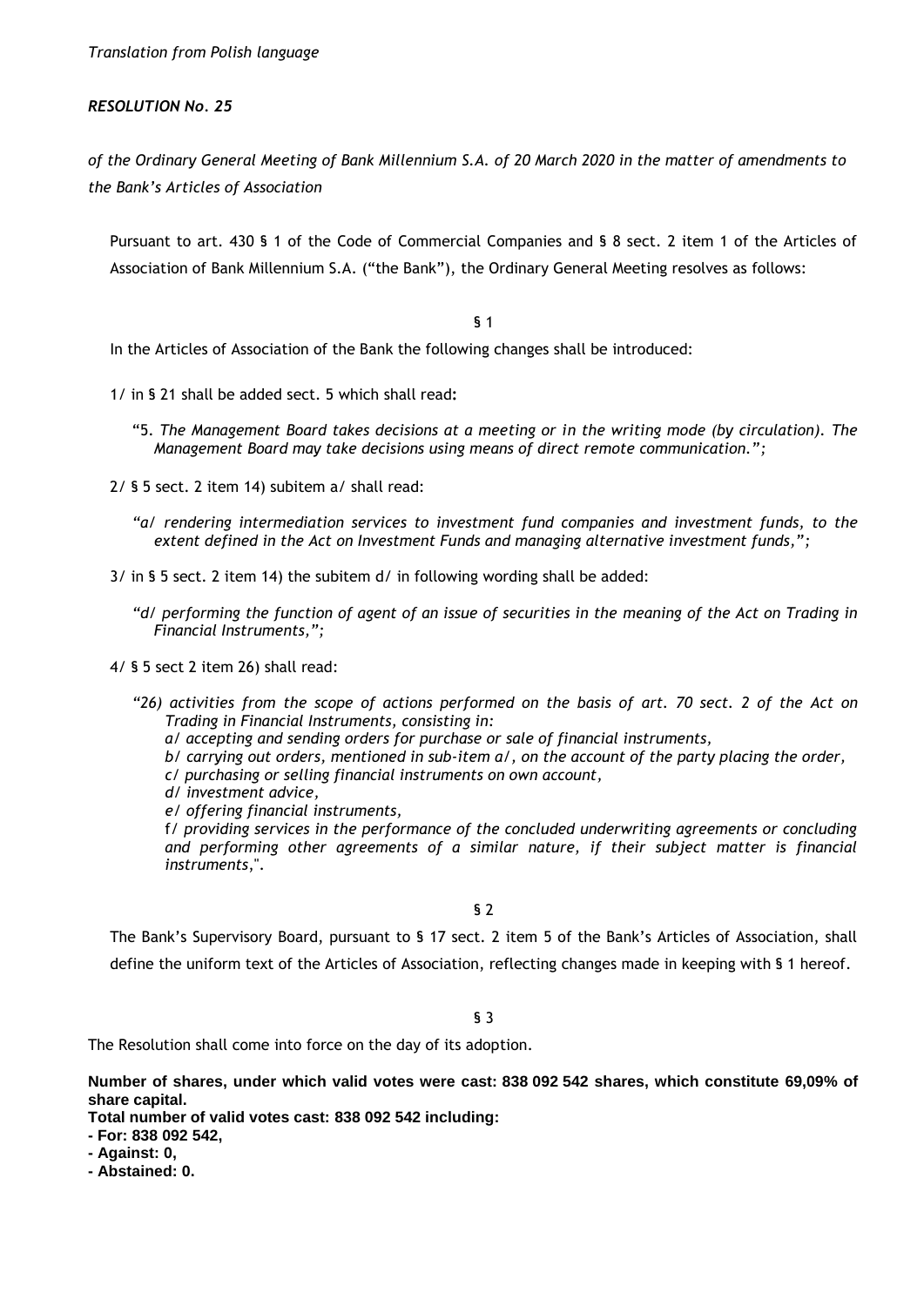*Translation from Polish language*

***RESOLUTION No. 25***

*of the Ordinary General Meeting of Bank Millennium S.A. of 20 March 2020 in the matter of amendments to the Bank's Articles of Association*

Pursuant to art. 430 § 1 of the Code of Commercial Companies and § 8 sect. 2 item 1 of the Articles of Association of Bank Millennium S.A. ("the Bank"), the Ordinary General Meeting resolves as follows:

§ 1

In the Articles of Association of the Bank the following changes shall be introduced:

1/ in § 21 shall be added sect. 5 which shall read**:**

"5. *The Management Board takes decisions at a meeting or in the writing mode (by circulation). The Management Board may take decisions using means of direct remote communication.";*

2/ § 5 sect. 2 item 14) subitem a/ shall read:

*"a/ rendering intermediation services to investment fund companies and investment funds, to the extent defined in the Act on Investment Funds and managing alternative investment funds,";*

3/ in § 5 sect. 2 item 14) the subitem d/ in following wording shall be added:

*"d/ performing the function of agent of an issue of securities in the meaning of the Act on Trading in Financial Instruments,";*

4/ § 5 sect 2 item 26) shall read:

*"26) activities from the scope of actions performed on the basis of art. 70 sect. 2 of the Act on Trading in Financial Instruments, consisting in:*
*a/ accepting and sending orders for purchase or sale of financial instruments,*
*b/ carrying out orders, mentioned in sub-item a/, on the account of the party placing the order,*
*c/ purchasing or selling financial instruments on own account,*
*d/ investment advice,*
*e/ offering financial instruments,*
*f/ providing services in the performance of the concluded underwriting agreements or concluding and performing other agreements of a similar nature, if their subject matter is financial instruments*,".

§ 2

The Bank's Supervisory Board, pursuant to § 17 sect. 2 item 5 of the Bank's Articles of Association, shall define the uniform text of the Articles of Association, reflecting changes made in keeping with § 1 hereof.

§ 3

The Resolution shall come into force on the day of its adoption.

**Number of shares, under which valid votes were cast: 838 092 542 shares, which constitute 69,09% of share capital.**
**Total number of valid votes cast: 838 092 542 including:**
**- For: 838 092 542,**
**- Against: 0,**
**- Abstained: 0.**